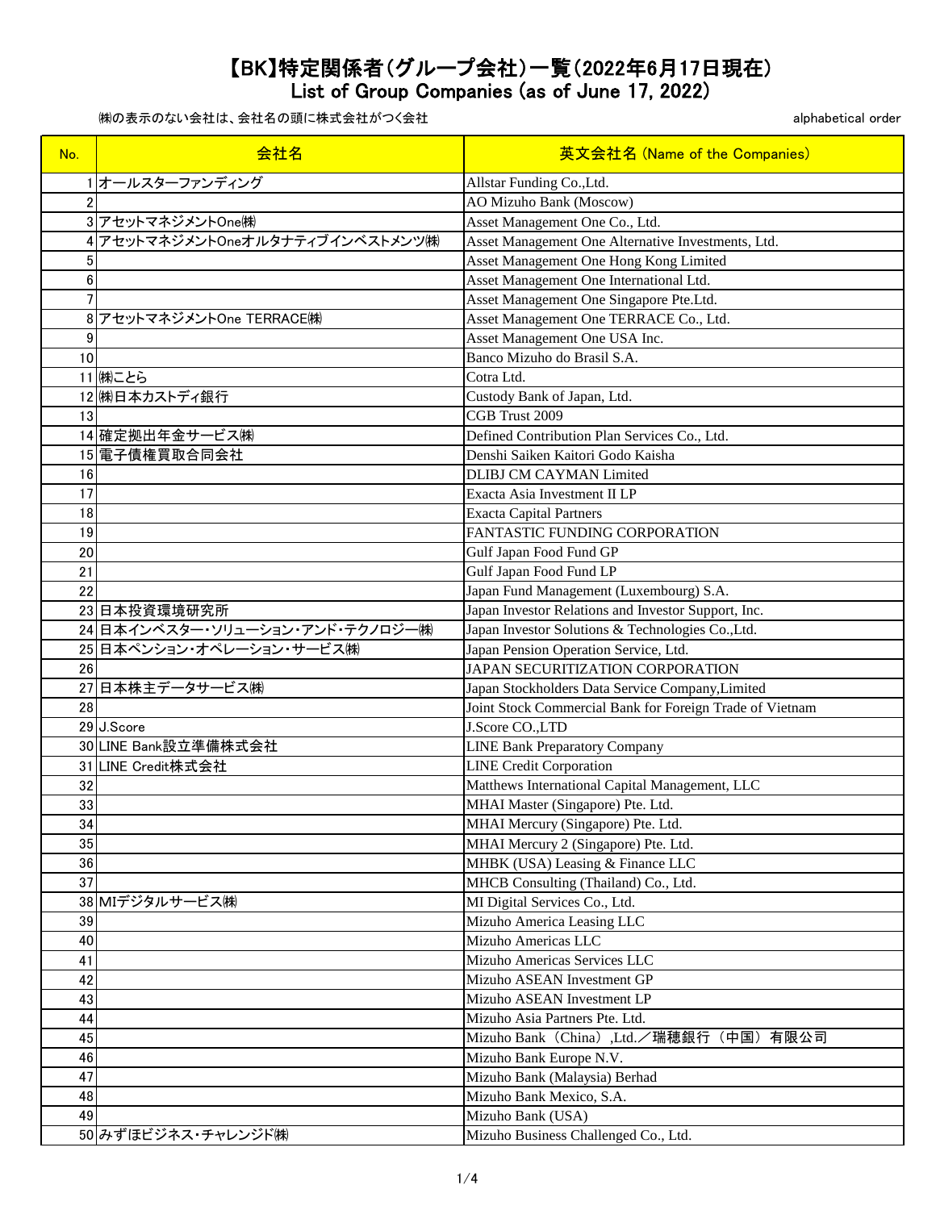# 【BK】特定関係者(グループ会社)一覧(2022年6月17日現在)
# List of Group Companies (as of June 17, 2022)

㈱の表示のない会社は、会社名の頭に株式会社がつく会社

alphabetical order

| No. | 会社名 | 英文会社名 (Name of the Companies) |
|---|---|---|
| 1 | オールスターファンディング | Allstar Funding Co.,Ltd. |
| 2 | | AO Mizuho Bank (Moscow) |
| 3 | アセットマネジメントOne㈱ | Asset Management One Co., Ltd. |
| 4 | アセットマネジメントOneオルタナティブインベストメンツ㈱ | Asset Management One Alternative Investments, Ltd. |
| 5 | | Asset Management One Hong Kong Limited |
| 6 | | Asset Management One International Ltd. |
| 7 | | Asset Management One Singapore Pte.Ltd. |
| 8 | アセットマネジメントOne TERRACE㈱ | Asset Management One TERRACE Co., Ltd. |
| 9 | | Asset Management One USA Inc. |
| 10 | | Banco Mizuho do Brasil S.A. |
| 11 | ㈱ことら | Cotra Ltd. |
| 12 | ㈱日本カストディ銀行 | Custody Bank of Japan, Ltd. |
| 13 | | CGB Trust 2009 |
| 14 | 確定拠出年金サービス㈱ | Defined Contribution Plan Services Co., Ltd. |
| 15 | 電子債権買取合同会社 | Denshi Saiken Kaitori Godo Kaisha |
| 16 | | DLIBJ CM CAYMAN Limited |
| 17 | | Exacta Asia Investment II LP |
| 18 | | Exacta Capital Partners |
| 19 | | FANTASTIC FUNDING CORPORATION |
| 20 | | Gulf Japan Food Fund GP |
| 21 | | Gulf Japan Food Fund LP |
| 22 | | Japan Fund Management (Luxembourg) S.A. |
| 23 | 日本投資環境研究所 | Japan Investor Relations and Investor Support, Inc. |
| 24 | 日本インベスター・ソリューション・アンド・テクノロジー㈱ | Japan Investor Solutions & Technologies Co.,Ltd. |
| 25 | 日本ペンション・オペレーション・サービス㈱ | Japan Pension Operation Service, Ltd. |
| 26 | | JAPAN SECURITIZATION CORPORATION |
| 27 | 日本株主データサービス㈱ | Japan Stockholders Data Service Company,Limited |
| 28 | | Joint Stock Commercial Bank for Foreign Trade of Vietnam |
| 29 | J.Score | J.Score CO.,LTD |
| 30 | LINE Bank設立準備株式会社 | LINE Bank Preparatory Company |
| 31 | LINE Credit株式会社 | LINE Credit Corporation |
| 32 | | Matthews International Capital Management, LLC |
| 33 | | MHAI Master (Singapore) Pte. Ltd. |
| 34 | | MHAI Mercury (Singapore) Pte. Ltd. |
| 35 | | MHAI Mercury 2 (Singapore) Pte. Ltd. |
| 36 | | MHBK (USA) Leasing & Finance LLC |
| 37 | | MHCB Consulting (Thailand) Co., Ltd. |
| 38 | MIデジタルサービス㈱ | MI Digital Services Co., Ltd. |
| 39 | | Mizuho America Leasing LLC |
| 40 | | Mizuho Americas LLC |
| 41 | | Mizuho Americas Services LLC |
| 42 | | Mizuho ASEAN Investment GP |
| 43 | | Mizuho ASEAN Investment LP |
| 44 | | Mizuho Asia Partners Pte. Ltd. |
| 45 | | Mizuho Bank（China）,Ltd.／瑞穂銀行（中国）有限公司 |
| 46 | | Mizuho Bank Europe N.V. |
| 47 | | Mizuho Bank (Malaysia) Berhad |
| 48 | | Mizuho Bank Mexico, S.A. |
| 49 | | Mizuho Bank (USA) |
| 50 | みずほビジネス・チャレンジド㈱ | Mizuho Business Challenged Co., Ltd. |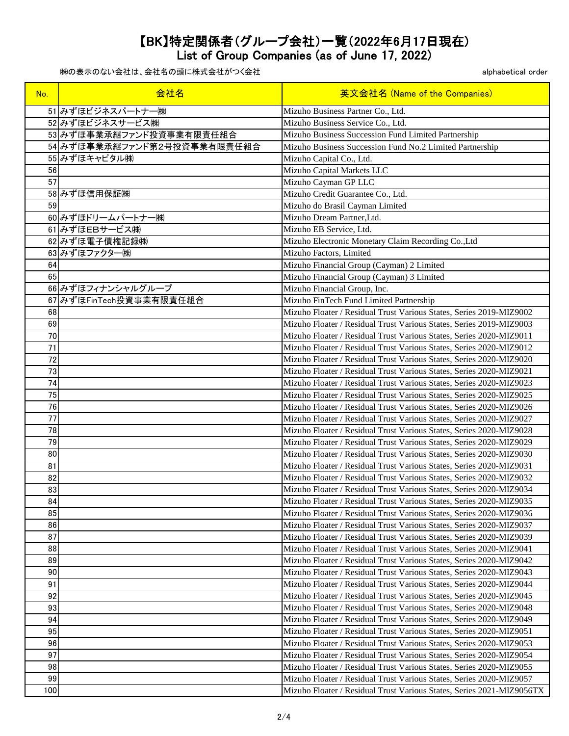# 【BK】特定関係者（グループ会社）一覧（2022年6月17日現在）
## List of Group Companies (as of June 17, 2022)

㈱の表示のない会社は、会社名の頭に株式会社がつく会社

alphabetical order

| No. | 会社名 | 英文会社名 (Name of the Companies) |
|---|---|---|
| 51 | みずほビジネスパートナー㈱ | Mizuho Business Partner Co., Ltd. |
| 52 | みずほビジネスサービス㈱ | Mizuho Business Service Co., Ltd. |
| 53 | みずほ事業承継ファンド投資事業有限責任組合 | Mizuho Business Succession Fund Limited Partnership |
| 54 | みずほ事業承継ファンド第2号投資事業有限責任組合 | Mizuho Business Succession Fund No.2 Limited Partnership |
| 55 | みずほキャピタル㈱ | Mizuho Capital Co., Ltd. |
| 56 | | Mizuho Capital Markets LLC |
| 57 | | Mizuho Cayman GP LLC |
| 58 | みずほ信用保証㈱ | Mizuho Credit Guarantee Co., Ltd. |
| 59 | | Mizuho do Brasil Cayman Limited |
| 60 | みずほドリームパートナー㈱ | Mizuho Dream Partner,Ltd. |
| 61 | みずほEBサービス㈱ | Mizuho EB Service, Ltd. |
| 62 | みずほ電子債権記録㈱ | Mizuho Electronic Monetary Claim Recording Co.,Ltd |
| 63 | みずほファクター㈱ | Mizuho Factors, Limited |
| 64 | | Mizuho Financial Group (Cayman) 2 Limited |
| 65 | | Mizuho Financial Group (Cayman) 3 Limited |
| 66 | みずほフィナンシャルグループ | Mizuho Financial Group, Inc. |
| 67 | みずほFinTech投資事業有限責任組合 | Mizuho FinTech Fund Limited Partnership |
| 68 | | Mizuho Floater / Residual Trust Various States, Series 2019-MIZ9002 |
| 69 | | Mizuho Floater / Residual Trust Various States, Series 2019-MIZ9003 |
| 70 | | Mizuho Floater / Residual Trust Various States, Series 2020-MIZ9011 |
| 71 | | Mizuho Floater / Residual Trust Various States, Series 2020-MIZ9012 |
| 72 | | Mizuho Floater / Residual Trust Various States, Series 2020-MIZ9020 |
| 73 | | Mizuho Floater / Residual Trust Various States, Series 2020-MIZ9021 |
| 74 | | Mizuho Floater / Residual Trust Various States, Series 2020-MIZ9023 |
| 75 | | Mizuho Floater / Residual Trust Various States, Series 2020-MIZ9025 |
| 76 | | Mizuho Floater / Residual Trust Various States, Series 2020-MIZ9026 |
| 77 | | Mizuho Floater / Residual Trust Various States, Series 2020-MIZ9027 |
| 78 | | Mizuho Floater / Residual Trust Various States, Series 2020-MIZ9028 |
| 79 | | Mizuho Floater / Residual Trust Various States, Series 2020-MIZ9029 |
| 80 | | Mizuho Floater / Residual Trust Various States, Series 2020-MIZ9030 |
| 81 | | Mizuho Floater / Residual Trust Various States, Series 2020-MIZ9031 |
| 82 | | Mizuho Floater / Residual Trust Various States, Series 2020-MIZ9032 |
| 83 | | Mizuho Floater / Residual Trust Various States, Series 2020-MIZ9034 |
| 84 | | Mizuho Floater / Residual Trust Various States, Series 2020-MIZ9035 |
| 85 | | Mizuho Floater / Residual Trust Various States, Series 2020-MIZ9036 |
| 86 | | Mizuho Floater / Residual Trust Various States, Series 2020-MIZ9037 |
| 87 | | Mizuho Floater / Residual Trust Various States, Series 2020-MIZ9039 |
| 88 | | Mizuho Floater / Residual Trust Various States, Series 2020-MIZ9041 |
| 89 | | Mizuho Floater / Residual Trust Various States, Series 2020-MIZ9042 |
| 90 | | Mizuho Floater / Residual Trust Various States, Series 2020-MIZ9043 |
| 91 | | Mizuho Floater / Residual Trust Various States, Series 2020-MIZ9044 |
| 92 | | Mizuho Floater / Residual Trust Various States, Series 2020-MIZ9045 |
| 93 | | Mizuho Floater / Residual Trust Various States, Series 2020-MIZ9048 |
| 94 | | Mizuho Floater / Residual Trust Various States, Series 2020-MIZ9049 |
| 95 | | Mizuho Floater / Residual Trust Various States, Series 2020-MIZ9051 |
| 96 | | Mizuho Floater / Residual Trust Various States, Series 2020-MIZ9053 |
| 97 | | Mizuho Floater / Residual Trust Various States, Series 2020-MIZ9054 |
| 98 | | Mizuho Floater / Residual Trust Various States, Series 2020-MIZ9055 |
| 99 | | Mizuho Floater / Residual Trust Various States, Series 2020-MIZ9057 |
| 100 | | Mizuho Floater / Residual Trust Various States, Series 2021-MIZ9056TX |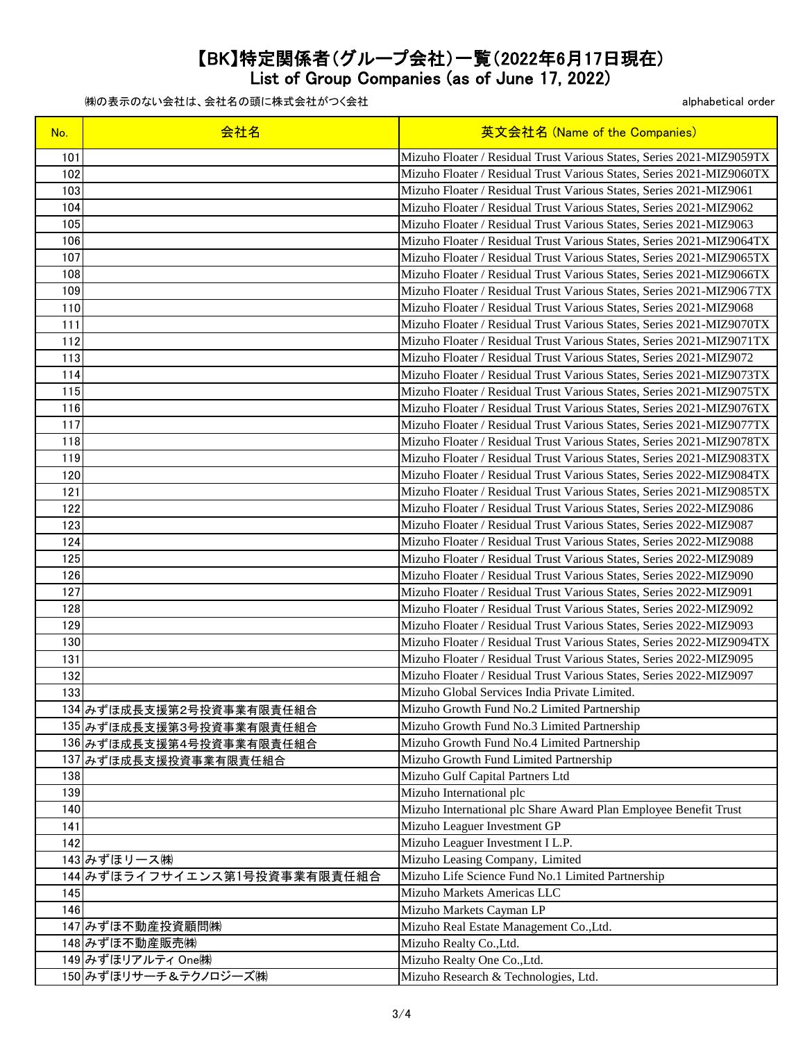# 【BK】特定関係者(グループ会社)一覧(2022年6月17日現在)
# List of Group Companies (as of June 17, 2022)

㈱の表示のない会社は、会社名の頭に株式会社がつく会社

alphabetical order

| No. | 会社名 | 英文会社名 (Name of the Companies) |
|---|---|---|
| 101 | | Mizuho Floater / Residual Trust Various States, Series 2021-MIZ9059TX |
| 102 | | Mizuho Floater / Residual Trust Various States, Series 2021-MIZ9060TX |
| 103 | | Mizuho Floater / Residual Trust Various States, Series 2021-MIZ9061 |
| 104 | | Mizuho Floater / Residual Trust Various States, Series 2021-MIZ9062 |
| 105 | | Mizuho Floater / Residual Trust Various States, Series 2021-MIZ9063 |
| 106 | | Mizuho Floater / Residual Trust Various States, Series 2021-MIZ9064TX |
| 107 | | Mizuho Floater / Residual Trust Various States, Series 2021-MIZ9065TX |
| 108 | | Mizuho Floater / Residual Trust Various States, Series 2021-MIZ9066TX |
| 109 | | Mizuho Floater / Residual Trust Various States, Series 2021-MIZ9067TX |
| 110 | | Mizuho Floater / Residual Trust Various States, Series 2021-MIZ9068 |
| 111 | | Mizuho Floater / Residual Trust Various States, Series 2021-MIZ9070TX |
| 112 | | Mizuho Floater / Residual Trust Various States, Series 2021-MIZ9071TX |
| 113 | | Mizuho Floater / Residual Trust Various States, Series 2021-MIZ9072 |
| 114 | | Mizuho Floater / Residual Trust Various States, Series 2021-MIZ9073TX |
| 115 | | Mizuho Floater / Residual Trust Various States, Series 2021-MIZ9075TX |
| 116 | | Mizuho Floater / Residual Trust Various States, Series 2021-MIZ9076TX |
| 117 | | Mizuho Floater / Residual Trust Various States, Series 2021-MIZ9077TX |
| 118 | | Mizuho Floater / Residual Trust Various States, Series 2021-MIZ9078TX |
| 119 | | Mizuho Floater / Residual Trust Various States, Series 2021-MIZ9083TX |
| 120 | | Mizuho Floater / Residual Trust Various States, Series 2022-MIZ9084TX |
| 121 | | Mizuho Floater / Residual Trust Various States, Series 2021-MIZ9085TX |
| 122 | | Mizuho Floater / Residual Trust Various States, Series 2022-MIZ9086 |
| 123 | | Mizuho Floater / Residual Trust Various States, Series 2022-MIZ9087 |
| 124 | | Mizuho Floater / Residual Trust Various States, Series 2022-MIZ9088 |
| 125 | | Mizuho Floater / Residual Trust Various States, Series 2022-MIZ9089 |
| 126 | | Mizuho Floater / Residual Trust Various States, Series 2022-MIZ9090 |
| 127 | | Mizuho Floater / Residual Trust Various States, Series 2022-MIZ9091 |
| 128 | | Mizuho Floater / Residual Trust Various States, Series 2022-MIZ9092 |
| 129 | | Mizuho Floater / Residual Trust Various States, Series 2022-MIZ9093 |
| 130 | | Mizuho Floater / Residual Trust Various States, Series 2022-MIZ9094TX |
| 131 | | Mizuho Floater / Residual Trust Various States, Series 2022-MIZ9095 |
| 132 | | Mizuho Floater / Residual Trust Various States, Series 2022-MIZ9097 |
| 133 | | Mizuho Global Services India Private Limited. |
| 134 | みずほ成長支援第2号投資事業有限責任組合 | Mizuho Growth Fund No.2 Limited Partnership |
| 135 | みずほ成長支援第3号投資事業有限責任組合 | Mizuho Growth Fund No.3 Limited Partnership |
| 136 | みずほ成長支援第4号投資事業有限責任組合 | Mizuho Growth Fund No.4 Limited Partnership |
| 137 | みずほ成長支援投資事業有限責任組合 | Mizuho Growth Fund Limited Partnership |
| 138 | | Mizuho Gulf Capital Partners Ltd |
| 139 | | Mizuho International plc |
| 140 | | Mizuho International plc Share Award Plan Employee Benefit Trust |
| 141 | | Mizuho Leaguer Investment GP |
| 142 | | Mizuho Leaguer Investment I L.P. |
| 143 | みずほリース㈱ | Mizuho Leasing Company, Limited |
| 144 | みずほライフサイエンス第1号投資事業有限責任組合 | Mizuho Life Science Fund No.1 Limited Partnership |
| 145 | | Mizuho Markets Americas LLC |
| 146 | | Mizuho Markets Cayman LP |
| 147 | みずほ不動産投資顧問㈱ | Mizuho Real Estate Management Co.,Ltd. |
| 148 | みずほ不動産販売㈱ | Mizuho Realty Co.,Ltd. |
| 149 | みずほリアルティ One㈱ | Mizuho Realty One Co.,Ltd. |
| 150 | みずほリサーチ&テクノロジーズ㈱ | Mizuho Research & Technologies, Ltd. |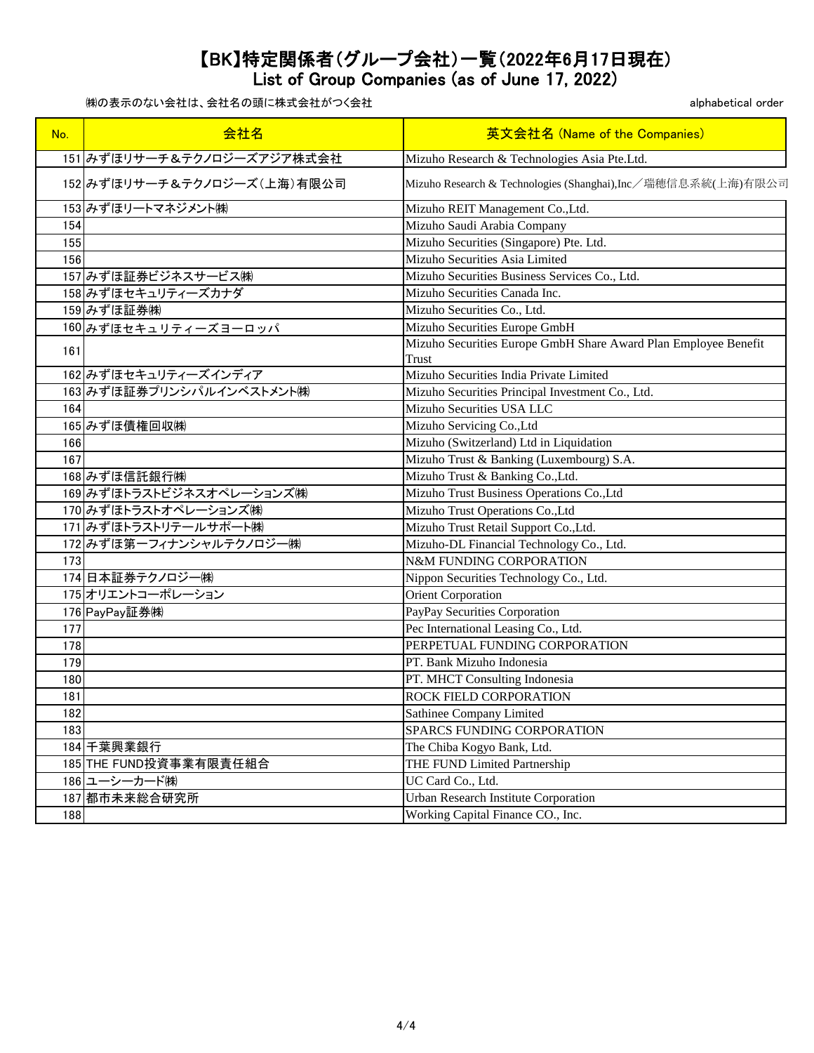# 【BK】特定関係者(グループ会社)一覧(2022年6月17日現在)
## List of Group Companies (as of June 17, 2022)

㈱の表示のない会社は、会社名の頭に株式会社がつく会社

alphabetical order

| No. | 会社名 | 英文会社名 (Name of the Companies) |
|---|---|---|
| 151 | みずほリサーチ&テクノロジーズアジア株式会社 | Mizuho Research & Technologies Asia Pte.Ltd. |
| 152 | みずほリサーチ&テクノロジーズ(上海)有限公司 | Mizuho Research & Technologies (Shanghai),Inc／瑞穂信息系統(上海)有限公司 |
| 153 | みずほリートマネジメント㈱ | Mizuho REIT Management Co.,Ltd. |
| 154 | | Mizuho Saudi Arabia Company |
| 155 | | Mizuho Securities (Singapore) Pte. Ltd. |
| 156 | | Mizuho Securities Asia Limited |
| 157 | みずほ証券ビジネスサービス㈱ | Mizuho Securities Business Services Co., Ltd. |
| 158 | みずほセキュリティーズカナダ | Mizuho Securities Canada Inc. |
| 159 | みずほ証券㈱ | Mizuho Securities Co., Ltd. |
| 160 | みずほセキュリティーズヨーロッパ | Mizuho Securities Europe GmbH |
| 161 | | Mizuho Securities Europe GmbH Share Award Plan Employee Benefit Trust |
| 162 | みずほセキュリティーズインディア | Mizuho Securities India Private Limited |
| 163 | みずほ証券プリンシパルインベストメント㈱ | Mizuho Securities Principal Investment Co., Ltd. |
| 164 | | Mizuho Securities USA LLC |
| 165 | みずほ債権回収㈱ | Mizuho Servicing Co.,Ltd |
| 166 | | Mizuho (Switzerland) Ltd in Liquidation |
| 167 | | Mizuho Trust & Banking (Luxembourg) S.A. |
| 168 | みずほ信託銀行㈱ | Mizuho Trust & Banking Co.,Ltd. |
| 169 | みずほトラストビジネスオペレーションズ㈱ | Mizuho Trust Business Operations Co.,Ltd |
| 170 | みずほトラストオペレーションズ㈱ | Mizuho Trust Operations Co.,Ltd |
| 171 | みずほトラストリテールサポート㈱ | Mizuho Trust Retail Support Co.,Ltd. |
| 172 | みずほ第一フィナンシャルテクノロジー㈱ | Mizuho-DL Financial Technology Co., Ltd. |
| 173 | | N&M FUNDING CORPORATION |
| 174 | 日本証券テクノロジー㈱ | Nippon Securities Technology Co., Ltd. |
| 175 | オリエントコーポレーション | Orient Corporation |
| 176 | PayPay証券㈱ | PayPay Securities Corporation |
| 177 | | Pec International Leasing Co., Ltd. |
| 178 | | PERPETUAL FUNDING CORPORATION |
| 179 | | PT. Bank Mizuho Indonesia |
| 180 | | PT. MHCT Consulting Indonesia |
| 181 | | ROCK FIELD CORPORATION |
| 182 | | Sathinee Company Limited |
| 183 | | SPARCS FUNDING CORPORATION |
| 184 | 千葉興業銀行 | The Chiba Kogyo Bank, Ltd. |
| 185 | THE FUND投資事業有限責任組合 | THE FUND Limited Partnership |
| 186 | ユーシーカード㈱ | UC Card Co., Ltd. |
| 187 | 都市未来総合研究所 | Urban Research Institute Corporation |
| 188 | | Working Capital Finance CO., Inc. |